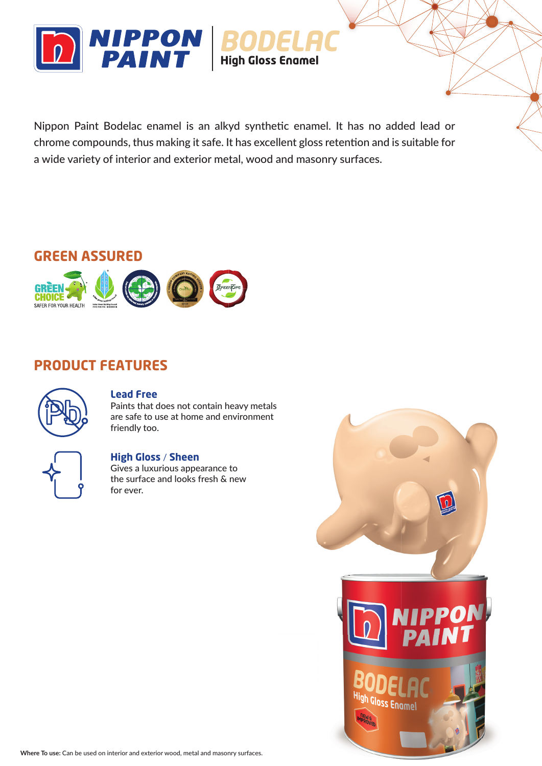# NIPPON PAINT BODELAC High Gloss Enamel

Nippon Paint Bodelac enamel is an alkyd synthetic enamel. It has no added lead or chrome compounds, thus making it safe. It has excellent gloss retention and is suitable for a wide variety of interior and exterior metal, wood and masonry surfaces.

## GREEN ASSURED

## PRODUCT FEATURES

### Lead Free

Paints that does not contain heavy metals are safe to use at home and environment friendly too.

### High Gloss / Sheen

Gives a luxurious appearance to the surface and looks fresh & new for ever.

**Where To use:** Can be used on interior and exterior wood, metal and masonry surfaces.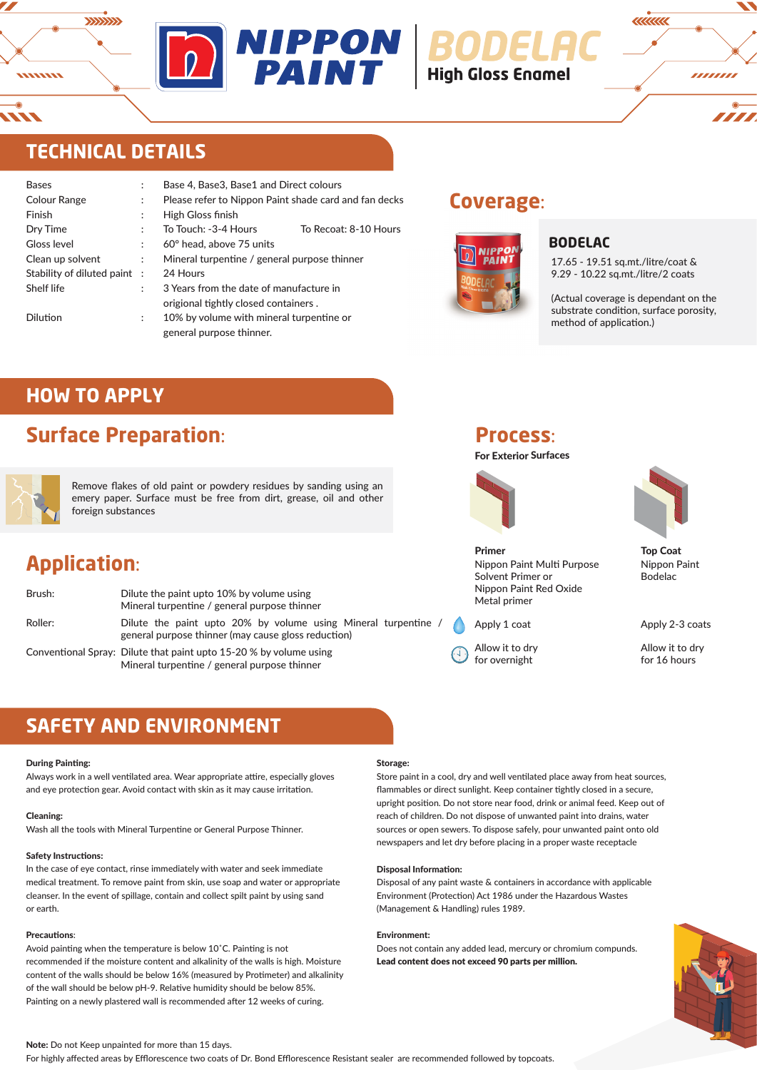# NIPPON PAINT BODELAC

High Gloss Enamel

## TECHNICAL DETAILS

| | | |
|---|---|---|
| Bases | : | Base 4, Base3, Base1 and Direct colours |
| Colour Range | : | Please refer to Nippon Paint shade card and fan decks |
| Finish | : | High Gloss finish |
| Dry Time | : | To Touch: -3-4 Hours To Recoat: 8-10 Hours |
| Gloss level | : | 60° head, above 75 units |
| Clean up solvent | : | Mineral turpentine / general purpose thinner |
| Stability of diluted paint | : | 24 Hours |
| Shelf life | : | 3 Years from the date of manufacture in origional tightly closed containers . |
| Dilution | : | 10% by volume with mineral turpentine or general purpose thinner. |

## Coverage:

**BODELAC**

17.65 - 19.51 sq.mt./litre/coat &
9.29 - 10.22 sq.mt./litre/2 coats

(Actual coverage is dependant on the substrate condition, surface porosity, method of application.)

## HOW TO APPLY

### Surface Preparation:

Remove flakes of old paint or powdery residues by sanding using an emery paper. Surface must be free from dirt, grease, oil and other foreign substances

### Application:

| | |
|---|---|
| Brush: | Dilute the paint upto 10% by volume using Mineral turpentine / general purpose thinner |
| Roller: | Dilute the paint upto 20% by volume using Mineral turpentine / general purpose thinner (may cause gloss reduction) |
| Conventional Spray: | Dilute that paint upto 15-20 % by volume using Mineral turpentine / general purpose thinner |

### Process:

**For Exterior Surfaces**

| Primer | Top Coat |
|---|---|
| Nippon Paint Multi Purpose Solvent Primer or Nippon Paint Red Oxide Metal primer | Nippon Paint Bodelac |
| Apply 1 coat | Apply 2-3 coats |
| Allow it to dry for overnight | Allow it to dry for 16 hours |

## SAFETY AND ENVIRONMENT

**During Painting:**
Always work in a well ventilated area. Wear appropriate attire, especially gloves and eye protection gear. Avoid contact with skin as it may cause irritation.

**Cleaning:**
Wash all the tools with Mineral Turpentine or General Purpose Thinner.

**Safety Instructions:**
In the case of eye contact, rinse immediately with water and seek immediate medical treatment. To remove paint from skin, use soap and water or appropriate cleanser. In the event of spillage, contain and collect spilt paint by using sand or earth.

**Precautions**:
Avoid painting when the temperature is below 10˚C. Painting is not recommended if the moisture content and alkalinity of the walls is high. Moisture content of the walls should be below 16% (measured by Protimeter) and alkalinity of the wall should be below pH-9. Relative humidity should be below 85%. Painting on a newly plastered wall is recommended after 12 weeks of curing.

**Storage:**
Store paint in a cool, dry and well ventilated place away from heat sources, flammables or direct sunlight. Keep container tightly closed in a secure, upright position. Do not store near food, drink or animal feed. Keep out of reach of children. Do not dispose of unwanted paint into drains, water sources or open sewers. To dispose safely, pour unwanted paint onto old newspapers and let dry before placing in a proper waste receptacle

**Disposal Information:**
Disposal of any paint waste & containers in accordance with applicable Environment (Protection) Act 1986 under the Hazardous Wastes (Management & Handling) rules 1989.

**Environment:**
Does not contain any added lead, mercury or chromium compunds.
**Lead content does not exceed 90 parts per million.**

**Note:** Do not Keep unpainted for more than 15 days.
For highly affected areas by Efflorescence two coats of Dr. Bond Efflorescence Resistant sealer are recommended followed by topcoats.